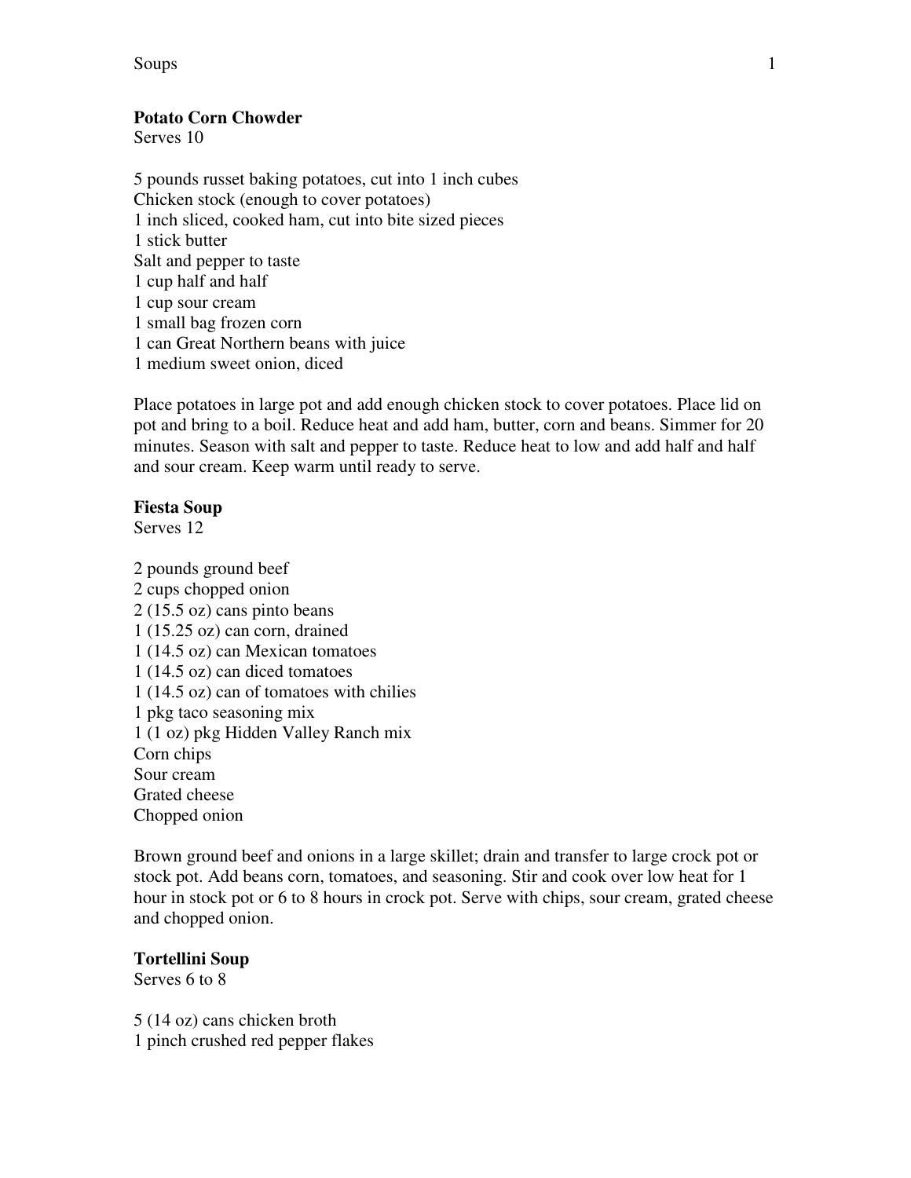**Potato Corn Chowder**
Serves 10

5 pounds russet baking potatoes, cut into 1 inch cubes
Chicken stock (enough to cover potatoes)
1 inch sliced, cooked ham, cut into bite sized pieces
1 stick butter
Salt and pepper to taste
1 cup half and half
1 cup sour cream
1 small bag frozen corn
1 can Great Northern beans with juice
1 medium sweet onion, diced

Place potatoes in large pot and add enough chicken stock to cover potatoes. Place lid on pot and bring to a boil. Reduce heat and add ham, butter, corn and beans. Simmer for 20 minutes. Season with salt and pepper to taste. Reduce heat to low and add half and half and sour cream. Keep warm until ready to serve.

**Fiesta Soup**
Serves 12

2 pounds ground beef
2 cups chopped onion
2 (15.5 oz) cans pinto beans
1 (15.25 oz) can corn, drained
1 (14.5 oz) can Mexican tomatoes
1 (14.5 oz) can diced tomatoes
1 (14.5 oz) can of tomatoes with chilies
1 pkg taco seasoning mix
1 (1 oz) pkg Hidden Valley Ranch mix
Corn chips
Sour cream
Grated cheese
Chopped onion

Brown ground beef and onions in a large skillet; drain and transfer to large crock pot or stock pot. Add beans corn, tomatoes, and seasoning. Stir and cook over low heat for 1 hour in stock pot or 6 to 8 hours in crock pot. Serve with chips, sour cream, grated cheese and chopped onion.

**Tortellini Soup**
Serves 6 to 8

5 (14 oz) cans chicken broth
1 pinch crushed red pepper flakes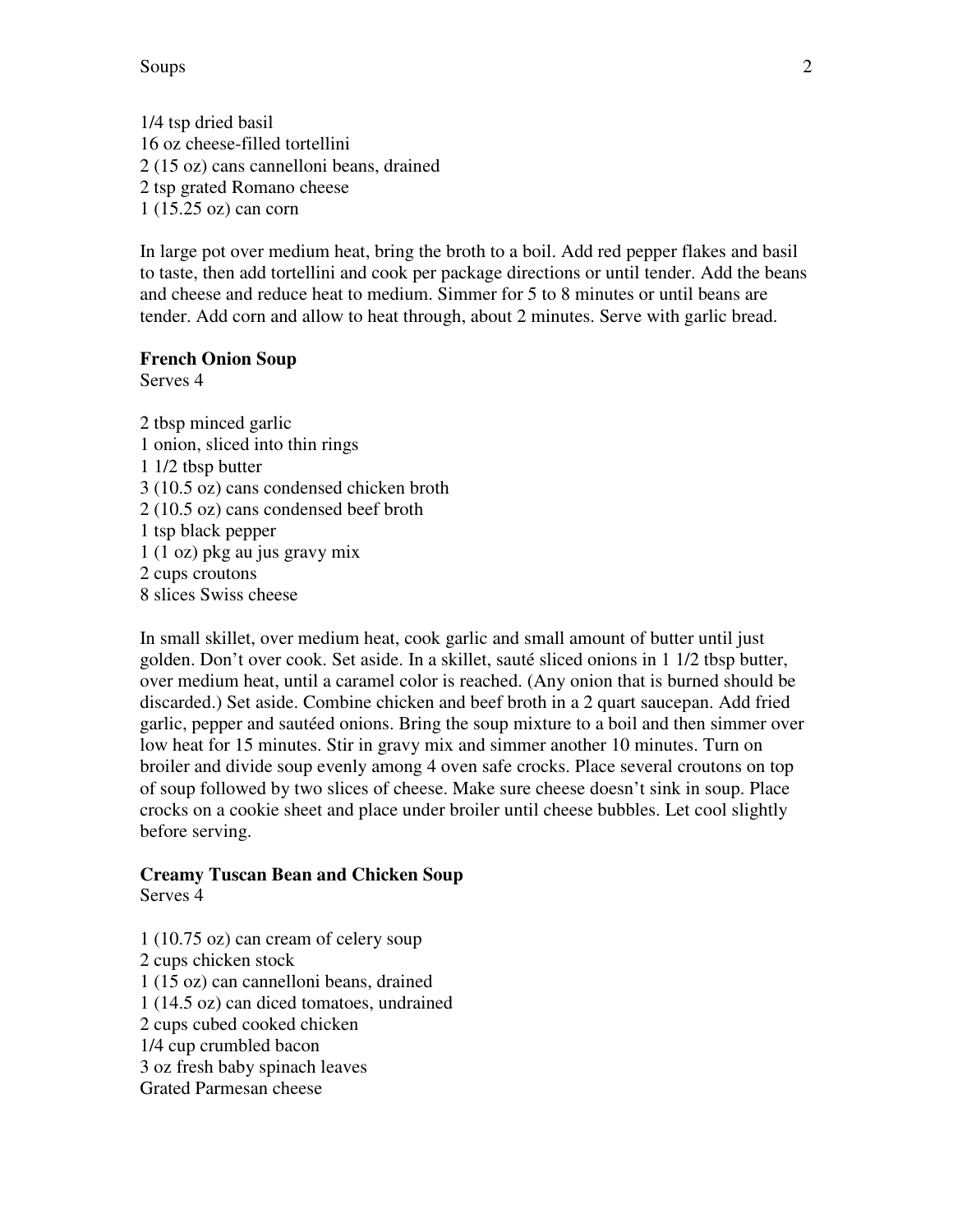1/4 tsp dried basil
16 oz cheese-filled tortellini
2 (15 oz) cans cannelloni beans, drained
2 tsp grated Romano cheese
1 (15.25 oz) can corn

In large pot over medium heat, bring the broth to a boil. Add red pepper flakes and basil to taste, then add tortellini and cook per package directions or until tender. Add the beans and cheese and reduce heat to medium. Simmer for 5 to 8 minutes or until beans are tender. Add corn and allow to heat through, about 2 minutes. Serve with garlic bread.

**French Onion Soup**
Serves 4

2 tbsp minced garlic
1 onion, sliced into thin rings
1 1/2 tbsp butter
3 (10.5 oz) cans condensed chicken broth
2 (10.5 oz) cans condensed beef broth
1 tsp black pepper
1 (1 oz) pkg au jus gravy mix
2 cups croutons
8 slices Swiss cheese

In small skillet, over medium heat, cook garlic and small amount of butter until just golden. Don't over cook. Set aside. In a skillet, sauté sliced onions in 1 1/2 tbsp butter, over medium heat, until a caramel color is reached. (Any onion that is burned should be discarded.) Set aside. Combine chicken and beef broth in a 2 quart saucepan. Add fried garlic, pepper and sautéed onions. Bring the soup mixture to a boil and then simmer over low heat for 15 minutes. Stir in gravy mix and simmer another 10 minutes. Turn on broiler and divide soup evenly among 4 oven safe crocks. Place several croutons on top of soup followed by two slices of cheese. Make sure cheese doesn't sink in soup. Place crocks on a cookie sheet and place under broiler until cheese bubbles. Let cool slightly before serving.

**Creamy Tuscan Bean and Chicken Soup**
Serves 4

1 (10.75 oz) can cream of celery soup
2 cups chicken stock
1 (15 oz) can cannelloni beans, drained
1 (14.5 oz) can diced tomatoes, undrained
2 cups cubed cooked chicken
1/4 cup crumbled bacon
3 oz fresh baby spinach leaves
Grated Parmesan cheese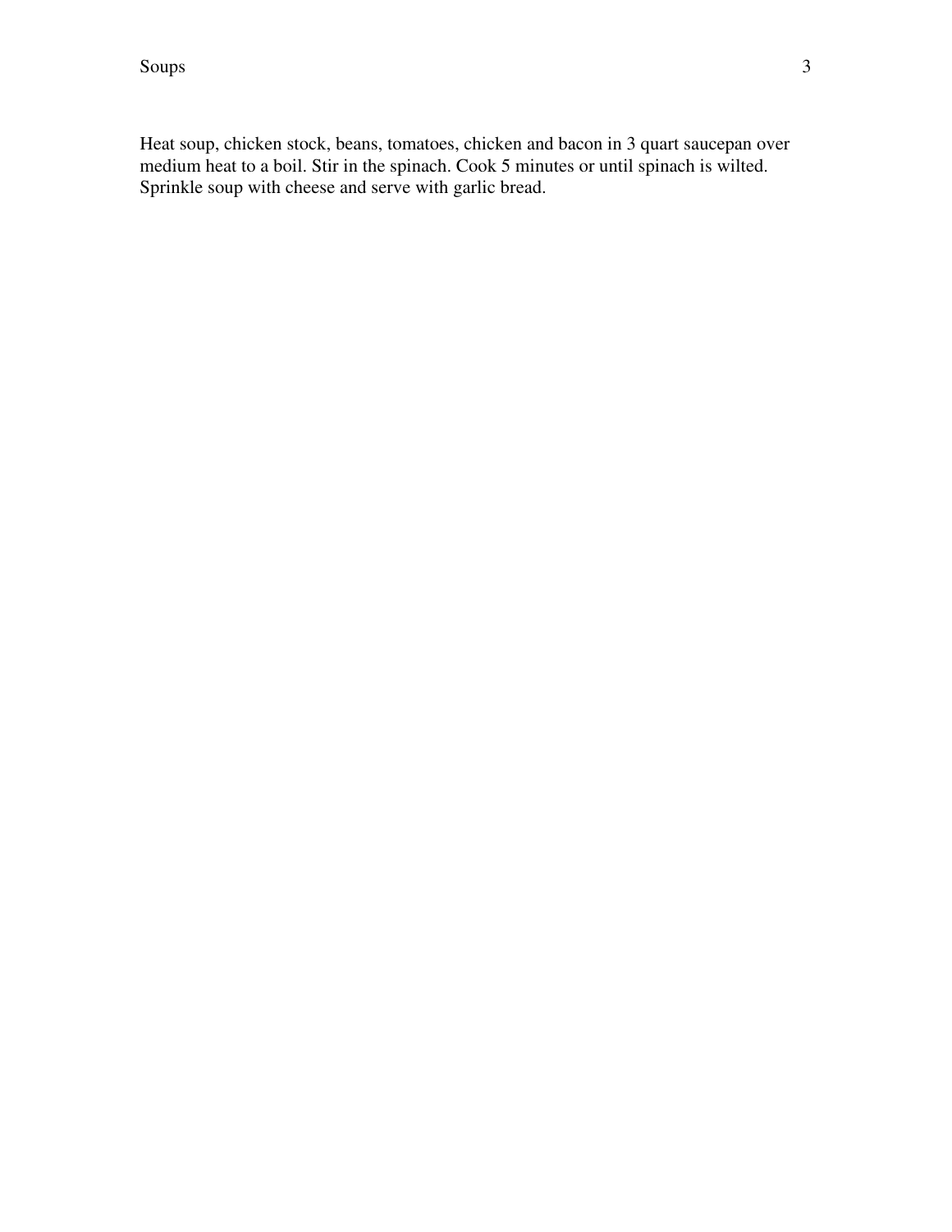Heat soup, chicken stock, beans, tomatoes, chicken and bacon in 3 quart saucepan over medium heat to a boil. Stir in the spinach. Cook 5 minutes or until spinach is wilted. Sprinkle soup with cheese and serve with garlic bread.